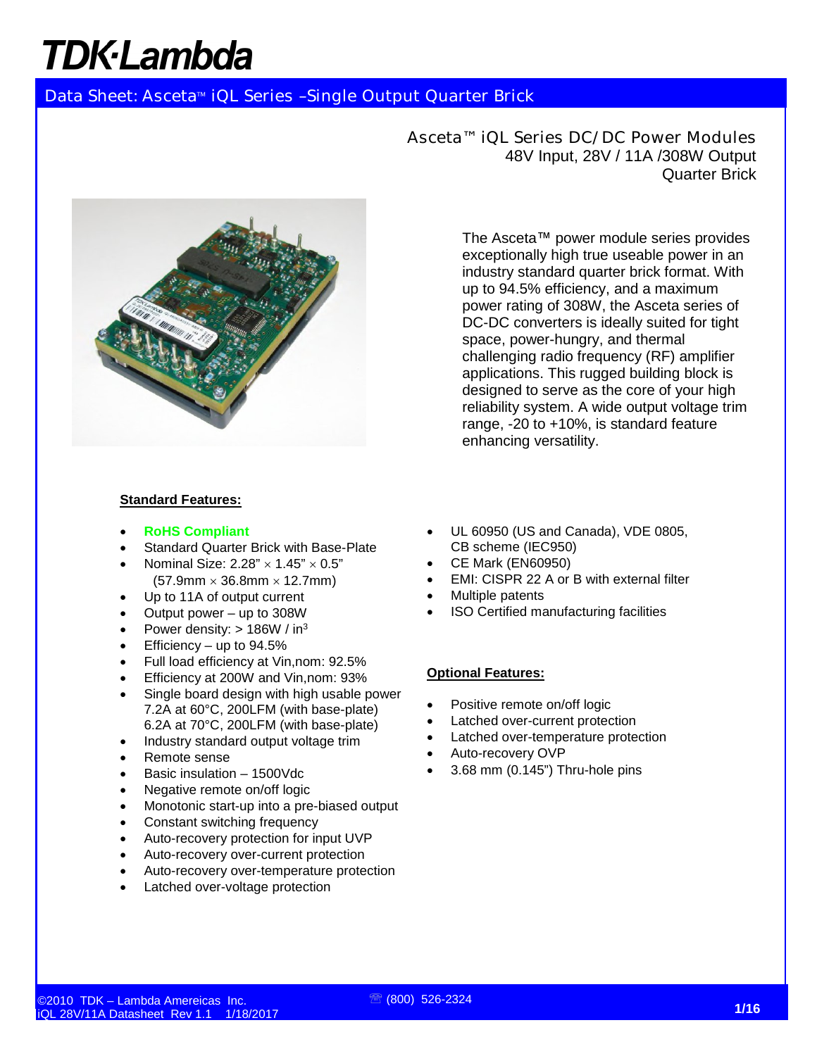TDK·Lambda

Data Sheet: Asceta™ iQL Series –Single Output Quarter Brick

# Asceta™ iQL Series DC/DC Power Modules

48V Input, 28V / 11A /308W Output
Quarter Brick

The Asceta™ power module series provides exceptionally high true useable power in an industry standard quarter brick format. With up to 94.5% efficiency, and a maximum power rating of 308W, the Asceta series of DC-DC converters is ideally suited for tight space, power-hungry, and thermal challenging radio frequency (RF) amplifier applications. This rugged building block is designed to serve as the core of your high reliability system. A wide output voltage trim range, -20 to +10%, is standard feature enhancing versatility.

## Standard Features:

- RoHS Compliant
- Standard Quarter Brick with Base-Plate
- Nominal Size: 2.28" × 1.45" × 0.5" (57.9mm × 36.8mm × 12.7mm)
- Up to 11A of output current
- Output power – up to 308W
- Power density: > 186W / in$^3$
- Efficiency – up to 94.5%
- Full load efficiency at Vin,nom: 92.5%
- Efficiency at 200W and Vin,nom: 93%
- Single board design with high usable power
  7.2A at 60°C, 200LFM (with base-plate)
  6.2A at 70°C, 200LFM (with base-plate)
- Industry standard output voltage trim
- Remote sense
- Basic insulation – 1500Vdc
- Negative remote on/off logic
- Monotonic start-up into a pre-biased output
- Constant switching frequency
- Auto-recovery protection for input UVP
- Auto-recovery over-current protection
- Auto-recovery over-temperature protection
- Latched over-voltage protection
- UL 60950 (US and Canada), VDE 0805, CB scheme (IEC950)
- CE Mark (EN60950)
- EMI: CISPR 22 A or B with external filter
- Multiple patents
- ISO Certified manufacturing facilities

## Optional Features:

- Positive remote on/off logic
- Latched over-current protection
- Latched over-temperature protection
- Auto-recovery OVP
- 3.68 mm (0.145") Thru-hole pins

©2010 TDK – Lambda Amereicas Inc.
iQL 28V/11A Datasheet Rev 1.1 1/18/2017

☎ (800) 526-2324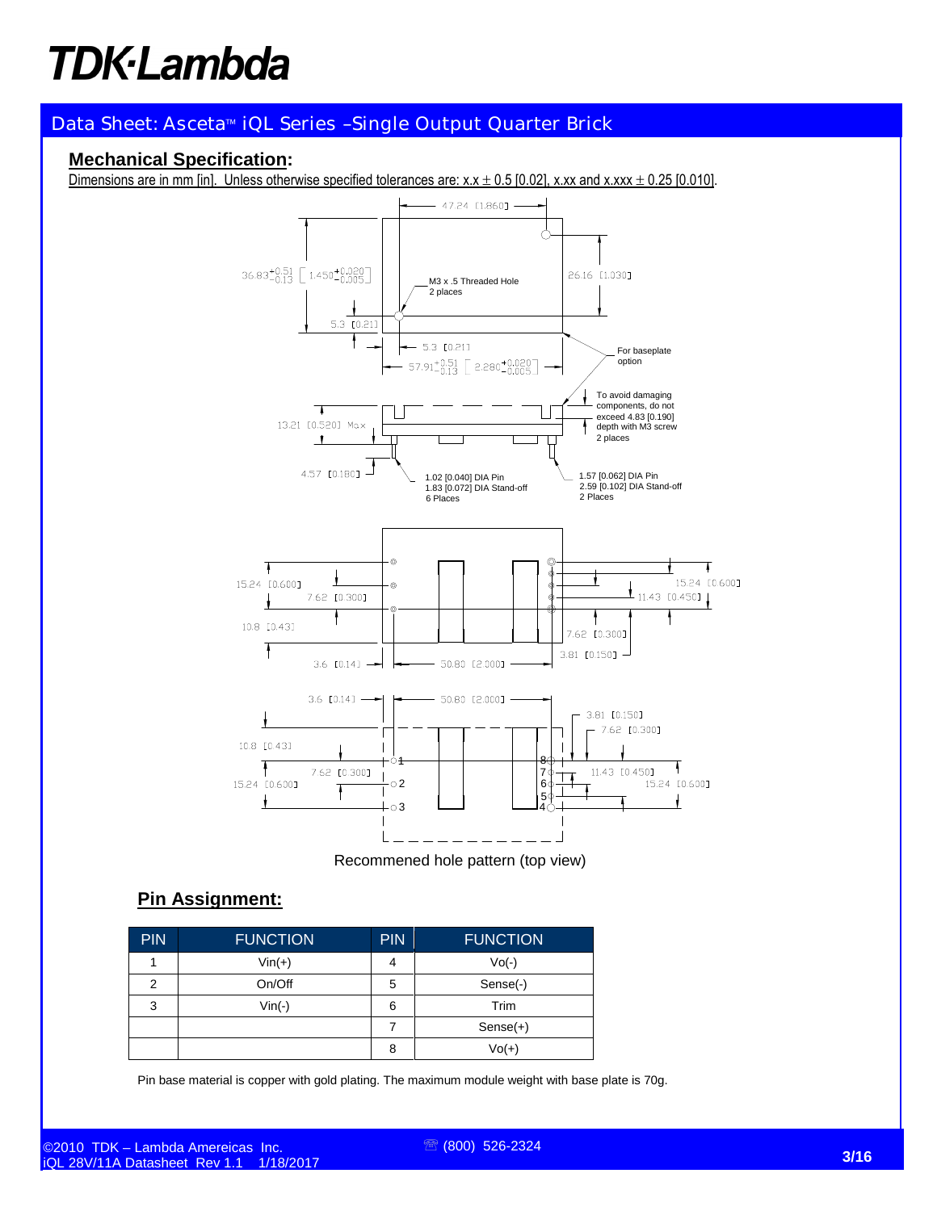## Mechanical Specification:

Dimensions are in mm [in]. Unless otherwise specified tolerances are: x.x ± 0.5 [0.02], x.xx and x.xxx ± 0.25 [0.010].

47.24 [1.860]

36.83 $^{+0.51}_{-0.13}$ [1.450 $^{+0.020}_{-0.005}$]

M3 x .5 Threaded Hole
2 places

26.16 [1.030]

5.3 [0.21]

5.3 [0.21]

57.91 $^{+0.51}_{-0.13}$ [2.280 $^{+0.020}_{-0.005}$]

For baseplate option

To avoid damaging components, do not exceed 4.83 [0.190] depth with M3 screw
2 places

13.21 [0.520] Max

4.57 [0.180]

1.02 [0.040] DIA Pin
1.83 [0.072] DIA Stand-off
6 Places

1.57 [0.062] DIA Pin
2.59 [0.102] DIA Stand-off
2 Places

15.24 [0.600] 7.62 [0.300] 10.8 [0.43] 3.6 [0.14] 50.80 [2.000] 15.24 [0.600] 11.43 [0.450] 7.62 [0.300] 3.81 [0.150]

3.6 [0.14] 50.80 [2.000] 3.81 [0.150] 7.62 [0.300] 10.8 [0.43] 7.62 [0.300] 15.24 [0.600] 11.43 [0.450] 15.24 [0.600]

Recommened hole pattern (top view)

## Pin Assignment:

| PIN | FUNCTION | PIN | FUNCTION |
|---|---|---|---|
| 1 | Vin(+) | 4 | Vo(-) |
| 2 | On/Off | 5 | Sense(-) |
| 3 | Vin(-) | 6 | Trim |
| | | 7 | Sense(+) |
| | | 8 | Vo(+) |

Pin base material is copper with gold plating. The maximum module weight with base plate is 70g.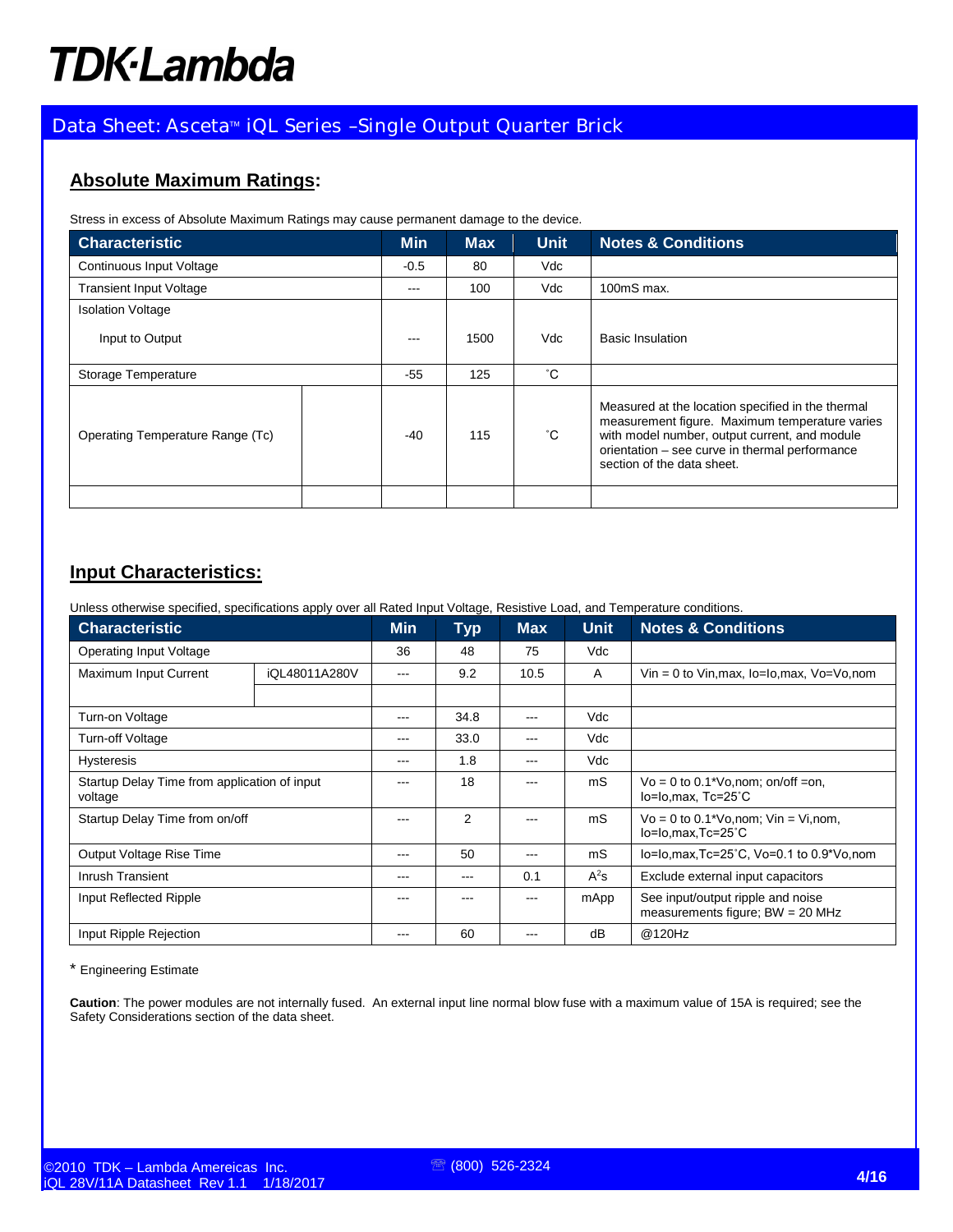## Absolute Maximum Ratings:

Stress in excess of Absolute Maximum Ratings may cause permanent damage to the device.

| Characteristic | | Min | Max | Unit | Notes & Conditions |
|---|---|---|---|---|---|
| Continuous Input Voltage | | -0.5 | 80 | Vdc | |
| Transient Input Voltage | | --- | 100 | Vdc | 100mS max. |
| Isolation Voltage<br>Input to Output | | --- | 1500 | Vdc | Basic Insulation |
| Storage Temperature | | -55 | 125 | ˚C | |
| Operating Temperature Range (Tc) | | -40 | 115 | ˚C | Measured at the location specified in the thermal measurement figure. Maximum temperature varies with model number, output current, and module orientation – see curve in thermal performance section of the data sheet. |
| | | | | | |

## Input Characteristics:

Unless otherwise specified, specifications apply over all Rated Input Voltage, Resistive Load, and Temperature conditions.

| Characteristic | | Min | Typ | Max | Unit | Notes & Conditions |
|---|---|---|---|---|---|---|
| Operating Input Voltage | | 36 | 48 | 75 | Vdc | |
| Maximum Input Current | iQL48011A280V | --- | 9.2 | 10.5 | A | Vin = 0 to Vin,max, Io=Io,max, Vo=Vo,nom |
| | | | | | | |
| Turn-on Voltage | | --- | 34.8 | --- | Vdc | |
| Turn-off Voltage | | --- | 33.0 | --- | Vdc | |
| Hysteresis | | --- | 1.8 | --- | Vdc | |
| Startup Delay Time from application of input voltage | | --- | 18 | --- | mS | Vo = 0 to 0.1*Vo,nom; on/off =on, Io=Io,max, Tc=25˚C |
| Startup Delay Time from on/off | | --- | 2 | --- | mS | Vo = 0 to 0.1*Vo,nom; Vin = Vi,nom, Io=Io,max,Tc=25˚C |
| Output Voltage Rise Time | | --- | 50 | --- | mS | Io=Io,max,Tc=25˚C, Vo=0.1 to 0.9*Vo,nom |
| Inrush Transient | | --- | --- | 0.1 | $A^2s$ | Exclude external input capacitors |
| Input Reflected Ripple | | --- | --- | --- | mApp | See input/output ripple and noise measurements figure; BW = 20 MHz |
| Input Ripple Rejection | | --- | 60 | --- | dB | @120Hz |

\* Engineering Estimate

**Caution**: The power modules are not internally fused. An external input line normal blow fuse with a maximum value of 15A is required; see the Safety Considerations section of the data sheet.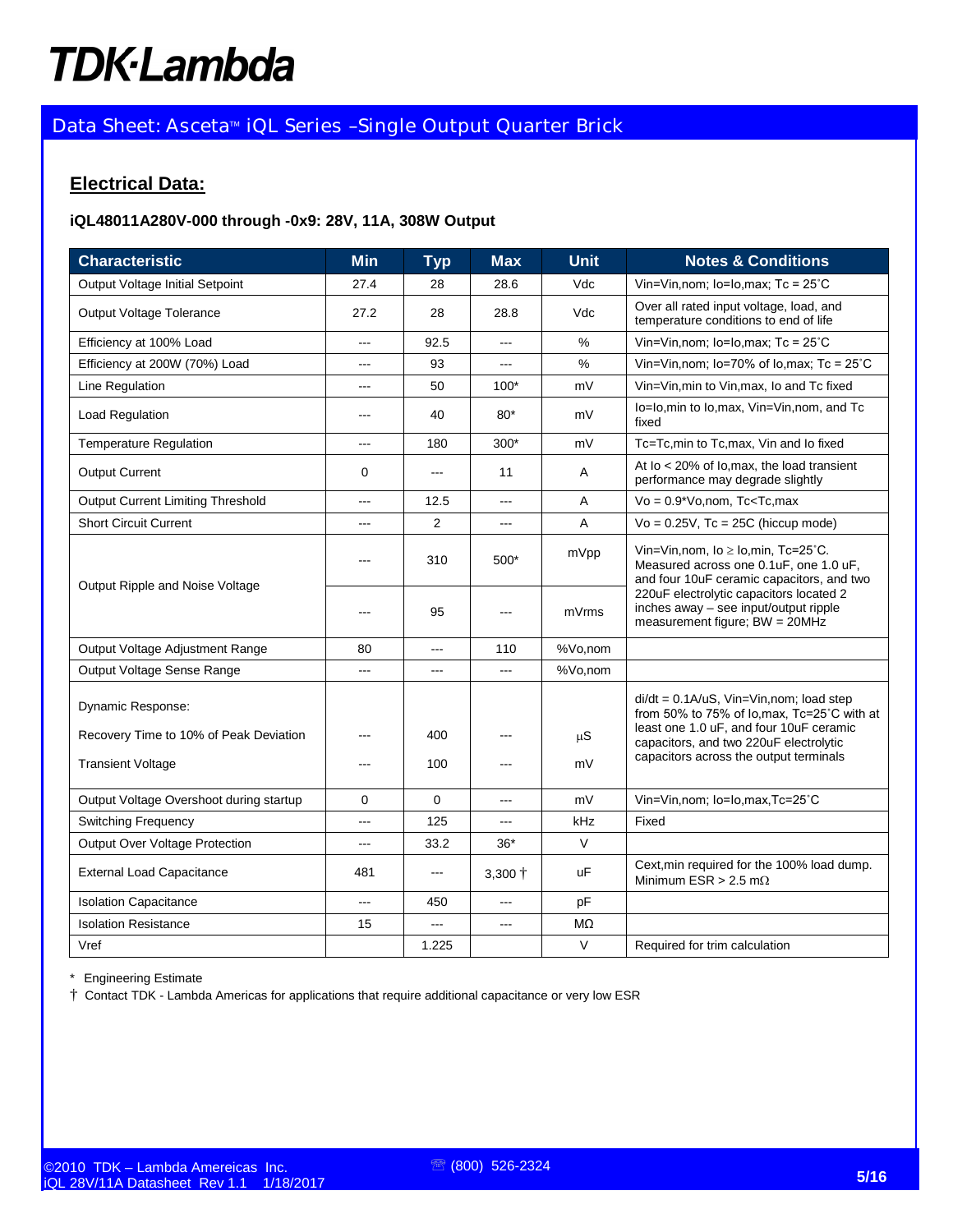## Electrical Data:

**iQL48011A280V-000 through -0x9: 28V, 11A, 308W Output**

| Characteristic | Min | Typ | Max | Unit | Notes & Conditions |
|---|---|---|---|---|---|
| Output Voltage Initial Setpoint | 27.4 | 28 | 28.6 | Vdc | Vin=Vin,nom; Io=Io,max; Tc = 25˚C |
| Output Voltage Tolerance | 27.2 | 28 | 28.8 | Vdc | Over all rated input voltage, load, and temperature conditions to end of life |
| Efficiency at 100% Load | --- | 92.5 | --- | % | Vin=Vin,nom; Io=Io,max; Tc = 25˚C |
| Efficiency at 200W (70%) Load | --- | 93 | --- | % | Vin=Vin,nom; Io=70% of Io,max; Tc = 25˚C |
| Line Regulation | --- | 50 | 100* | mV | Vin=Vin,min to Vin,max, Io and Tc fixed |
| Load Regulation | --- | 40 | 80* | mV | Io=Io,min to Io,max, Vin=Vin,nom, and Tc fixed |
| Temperature Regulation | --- | 180 | 300* | mV | Tc=Tc,min to Tc,max, Vin and Io fixed |
| Output Current | 0 | --- | 11 | A | At Io < 20% of Io,max, the load transient performance may degrade slightly |
| Output Current Limiting Threshold | --- | 12.5 | --- | A | Vo = 0.9*Vo,nom, Tc<Tc,max |
| Short Circuit Current | --- | 2 | --- | A | Vo = 0.25V, Tc = 25C (hiccup mode) |
| Output Ripple and Noise Voltage | --- | 310 | 500* | mVpp | Vin=Vin,nom, Io ≥ Io,min, Tc=25˚C. Measured across one 0.1uF, one 1.0 uF, and four 10uF ceramic capacitors, and two 220uF electrolytic capacitors located 2 inches away – see input/output ripple measurement figure; BW = 20MHz |
| | --- | 95 | --- | mVrms | |
| Output Voltage Adjustment Range | 80 | --- | 110 | %Vo,nom | |
| Output Voltage Sense Range | --- | --- | --- | %Vo,nom | |
| Dynamic Response: | | | | | di/dt = 0.1A/uS, Vin=Vin,nom; load step from 50% to 75% of Io,max, Tc=25˚C with at least one 1.0 uF, and four 10uF ceramic capacitors, and two 220uF electrolytic capacitors across the output terminals |
| Recovery Time to 10% of Peak Deviation | --- | 400 | --- | μS | |
| Transient Voltage | --- | 100 | --- | mV | |
| Output Voltage Overshoot during startup | 0 | 0 | --- | mV | Vin=Vin,nom; Io=Io,max,Tc=25˚C |
| Switching Frequency | --- | 125 | --- | kHz | Fixed |
| Output Over Voltage Protection | --- | 33.2 | 36* | V | |
| External Load Capacitance | 481 | --- | 3,300 † | uF | Cext,min required for the 100% load dump. Minimum ESR > 2.5 mΩ |
| Isolation Capacitance | --- | 450 | --- | pF | |
| Isolation Resistance | 15 | --- | --- | MΩ | |
| Vref | | 1.225 | | V | Required for trim calculation |

\* Engineering Estimate

† Contact TDK - Lambda Americas for applications that require additional capacitance or very low ESR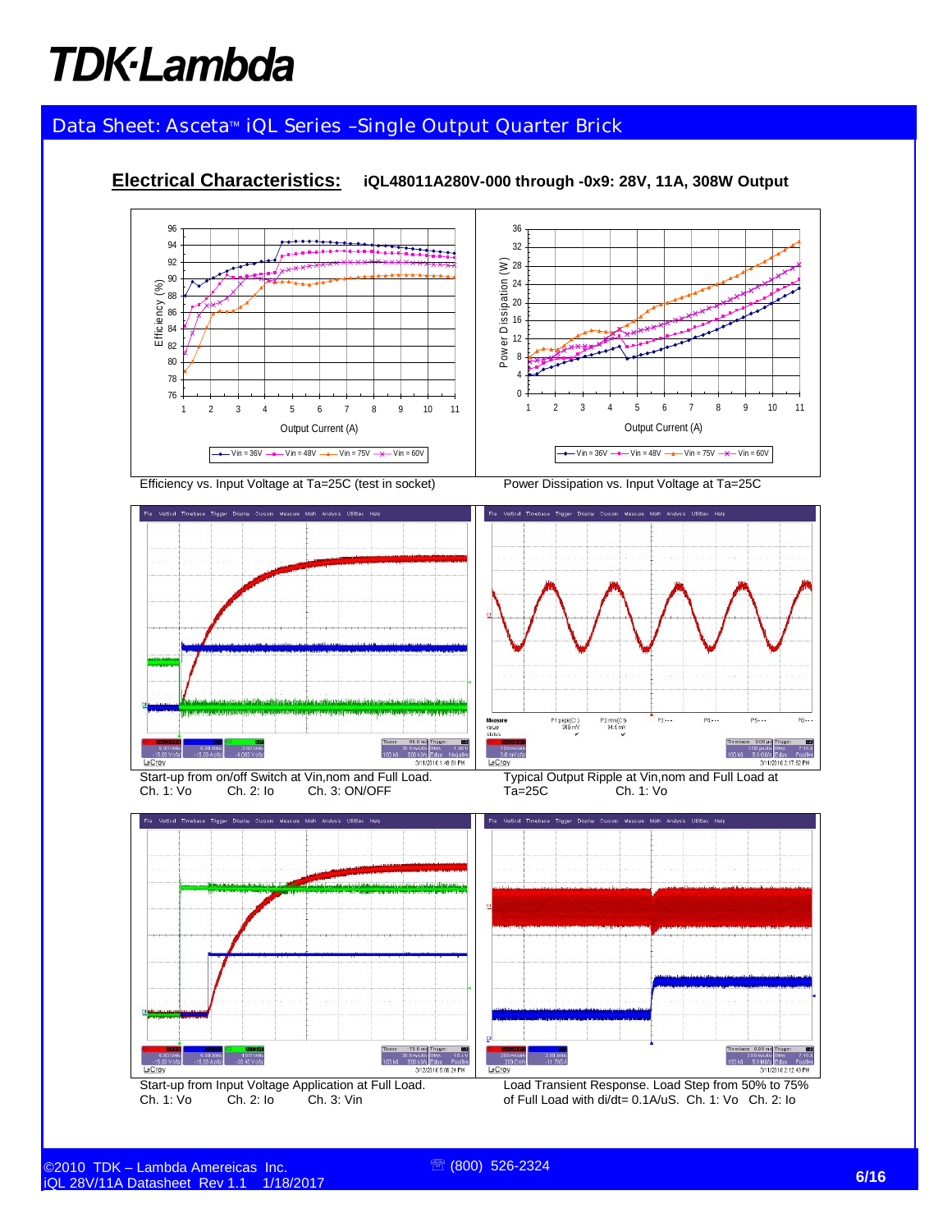## Electrical Characteristics: iQL48011A280V-000 through -0x9: 28V, 11A, 308W Output

Efficiency vs. Input Voltage at Ta=25C (test in socket)

Power Dissipation vs. Input Voltage at Ta=25C

Start-up from on/off Switch at Vin,nom and Full Load.
Ch. 1: Vo Ch. 2: Io Ch. 3: ON/OFF

Typical Output Ripple at Vin,nom and Full Load at Ta=25C Ch. 1: Vo

Start-up from Input Voltage Application at Full Load.
Ch. 1: Vo Ch. 2: Io Ch. 3: Vin

Load Transient Response. Load Step from 50% to 75% of Full Load with di/dt= 0.1A/uS. Ch. 1: Vo Ch. 2: Io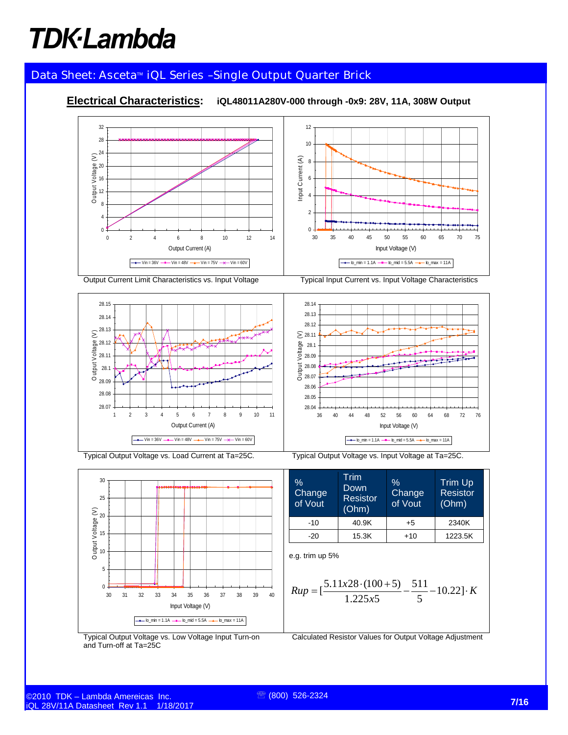## Electrical Characteristics: iQL48011A280V-000 through -0x9: 28V, 11A, 308W Output

Output Current Limit Characteristics vs. Input Voltage

Typical Input Current vs. Input Voltage Characteristics

Typical Output Voltage vs. Load Current at Ta=25C.

Typical Output Voltage vs. Input Voltage at Ta=25C.

Typical Output Voltage vs. Low Voltage Input Turn-on and Turn-off at Ta=25C

| % Change of Vout | Trim Down Resistor (Ohm) | % Change of Vout | Trim Up Resistor (Ohm) |
|---|---|---|---|
| -10 | 40.9K | +5 | 2340K |
| -20 | 15.3K | +10 | 1223.5K |

e.g. trim up 5%

$$Rup = [\frac{5.11x28 \cdot (100+5)}{1.225x5} - \frac{511}{5} - 10.22] \cdot K$$

Calculated Resistor Values for Output Voltage Adjustment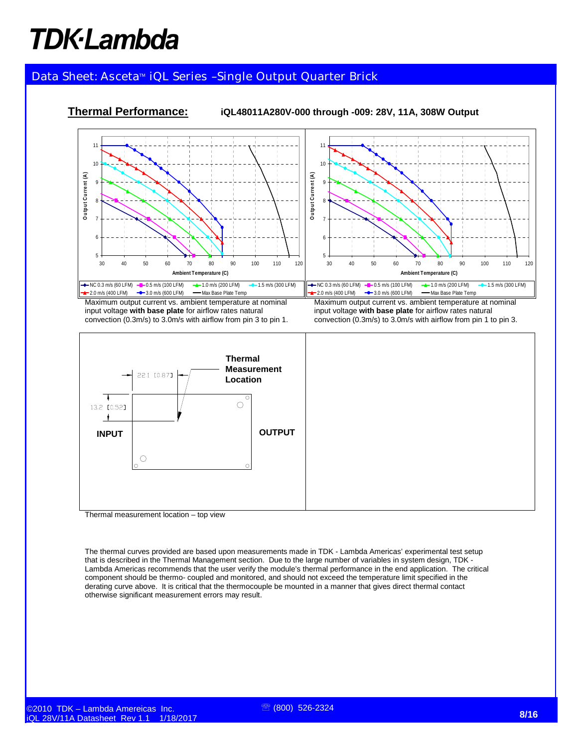## Thermal Performance:

**iQL48011A280V-000 through -009: 28V, 11A, 308W Output**

Maximum output current vs. ambient temperature at nominal input voltage **with base plate** for airflow rates natural convection (0.3m/s) to 3.0m/s with airflow from pin 3 to pin 1.

Maximum output current vs. ambient temperature at nominal input voltage **with base plate** for airflow rates natural convection (0.3m/s) to 3.0m/s with airflow from pin 1 to pin 3.

Thermal measurement location – top view

The thermal curves provided are based upon measurements made in TDK - Lambda Americas' experimental test setup that is described in the Thermal Management section. Due to the large number of variables in system design, TDK - Lambda Americas recommends that the user verify the module's thermal performance in the end application. The critical component should be thermo- coupled and monitored, and should not exceed the temperature limit specified in the derating curve above. It is critical that the thermocouple be mounted in a manner that gives direct thermal contact otherwise significant measurement errors may result.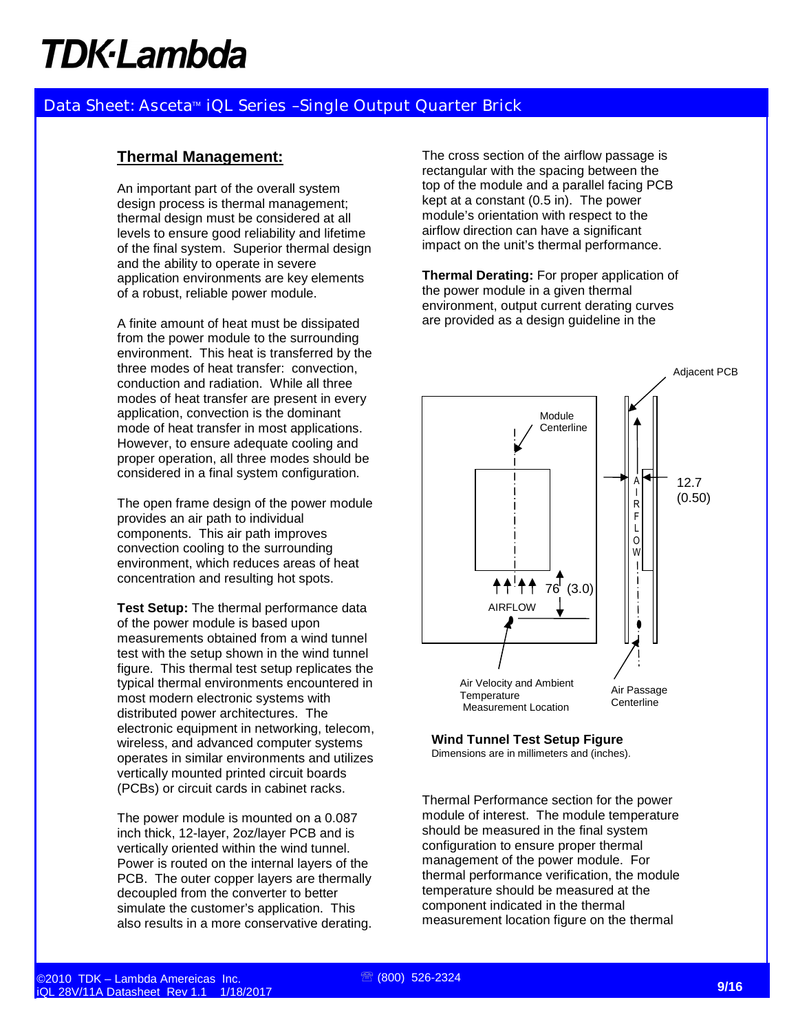## Thermal Management:

An important part of the overall system design process is thermal management; thermal design must be considered at all levels to ensure good reliability and lifetime of the final system. Superior thermal design and the ability to operate in severe application environments are key elements of a robust, reliable power module.

A finite amount of heat must be dissipated from the power module to the surrounding environment. This heat is transferred by the three modes of heat transfer: convection, conduction and radiation. While all three modes of heat transfer are present in every application, convection is the dominant mode of heat transfer in most applications. However, to ensure adequate cooling and proper operation, all three modes should be considered in a final system configuration.

The open frame design of the power module provides an air path to individual components. This air path improves convection cooling to the surrounding environment, which reduces areas of heat concentration and resulting hot spots.

**Test Setup:** The thermal performance data of the power module is based upon measurements obtained from a wind tunnel test with the setup shown in the wind tunnel figure. This thermal test setup replicates the typical thermal environments encountered in most modern electronic systems with distributed power architectures. The electronic equipment in networking, telecom, wireless, and advanced computer systems operates in similar environments and utilizes vertically mounted printed circuit boards (PCBs) or circuit cards in cabinet racks.

The power module is mounted on a 0.087 inch thick, 12-layer, 2oz/layer PCB and is vertically oriented within the wind tunnel. Power is routed on the internal layers of the PCB. The outer copper layers are thermally decoupled from the converter to better simulate the customer's application. This also results in a more conservative derating.

The cross section of the airflow passage is rectangular with the spacing between the top of the module and a parallel facing PCB kept at a constant (0.5 in). The power module's orientation with respect to the airflow direction can have a significant impact on the unit's thermal performance.

**Thermal Derating:** For proper application of the power module in a given thermal environment, output current derating curves are provided as a design guideline in the Thermal Performance section for the power module of interest. The module temperature should be measured in the final system configuration to ensure proper thermal management of the power module. For thermal performance verification, the module temperature should be measured at the component indicated in the thermal measurement location figure on the thermal

Adjacent PCB

Module Centerline

AIRFLOW

76 (3.0)

12.7 (0.50)

Air Velocity and Ambient Temperature Measurement Location

Air Passage Centerline

**Wind Tunnel Test Setup Figure**

Dimensions are in millimeters and (inches).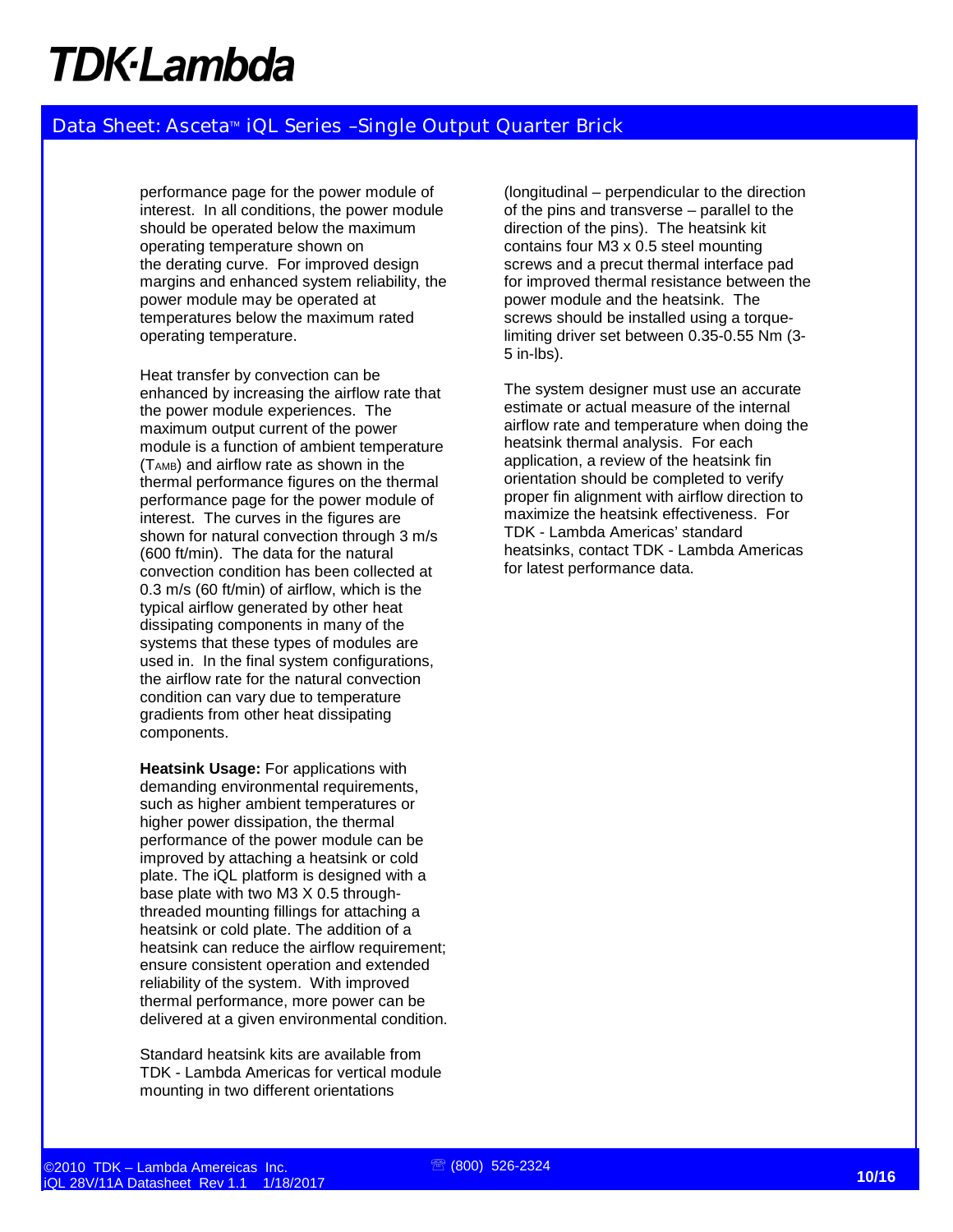performance page for the power module of interest. In all conditions, the power module should be operated below the maximum operating temperature shown on the derating curve. For improved design margins and enhanced system reliability, the power module may be operated at temperatures below the maximum rated operating temperature.

Heat transfer by convection can be enhanced by increasing the airflow rate that the power module experiences. The maximum output current of the power module is a function of ambient temperature ($T_{AMB}$) and airflow rate as shown in the thermal performance figures on the thermal performance page for the power module of interest. The curves in the figures are shown for natural convection through 3 m/s (600 ft/min). The data for the natural convection condition has been collected at 0.3 m/s (60 ft/min) of airflow, which is the typical airflow generated by other heat dissipating components in many of the systems that these types of modules are used in. In the final system configurations, the airflow rate for the natural convection condition can vary due to temperature gradients from other heat dissipating components.

**Heatsink Usage:** For applications with demanding environmental requirements, such as higher ambient temperatures or higher power dissipation, the thermal performance of the power module can be improved by attaching a heatsink or cold plate. The iQL platform is designed with a base plate with two M3 X 0.5 through-threaded mounting fillings for attaching a heatsink or cold plate. The addition of a heatsink can reduce the airflow requirement; ensure consistent operation and extended reliability of the system. With improved thermal performance, more power can be delivered at a given environmental condition.

Standard heatsink kits are available from TDK - Lambda Americas for vertical module mounting in two different orientations (longitudinal – perpendicular to the direction of the pins and transverse – parallel to the direction of the pins). The heatsink kit contains four M3 x 0.5 steel mounting screws and a precut thermal interface pad for improved thermal resistance between the power module and the heatsink. The screws should be installed using a torque-limiting driver set between 0.35-0.55 Nm (3-5 in-lbs).

The system designer must use an accurate estimate or actual measure of the internal airflow rate and temperature when doing the heatsink thermal analysis. For each application, a review of the heatsink fin orientation should be completed to verify proper fin alignment with airflow direction to maximize the heatsink effectiveness. For TDK - Lambda Americas' standard heatsinks, contact TDK - Lambda Americas for latest performance data.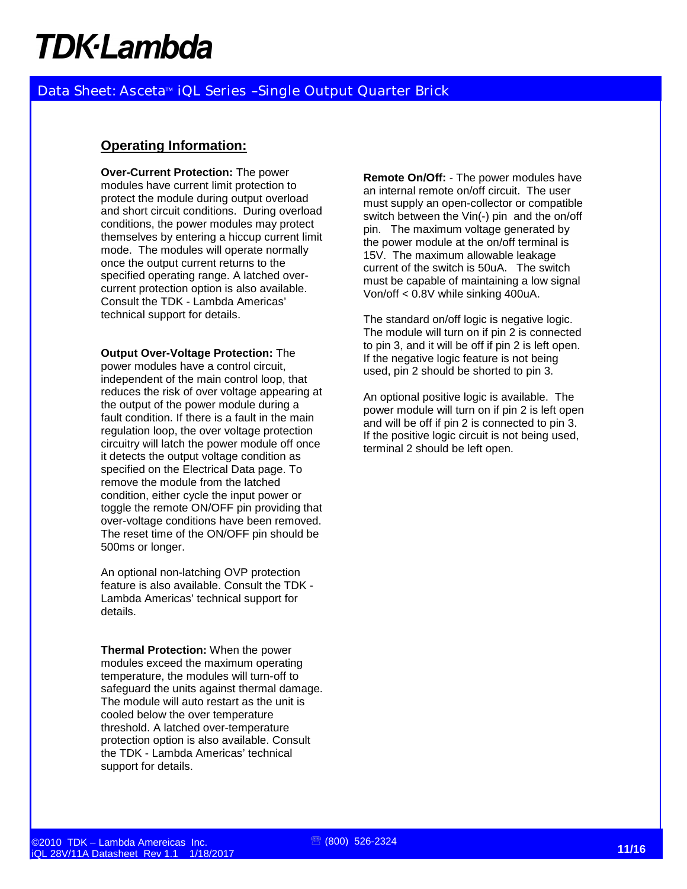## Operating Information:

**Over-Current Protection:** The power modules have current limit protection to protect the module during output overload and short circuit conditions. During overload conditions, the power modules may protect themselves by entering a hiccup current limit mode. The modules will operate normally once the output current returns to the specified operating range. A latched over-current protection option is also available. Consult the TDK - Lambda Americas' technical support for details.

**Output Over-Voltage Protection:** The power modules have a control circuit, independent of the main control loop, that reduces the risk of over voltage appearing at the output of the power module during a fault condition. If there is a fault in the main regulation loop, the over voltage protection circuitry will latch the power module off once it detects the output voltage condition as specified on the Electrical Data page. To remove the module from the latched condition, either cycle the input power or toggle the remote ON/OFF pin providing that over-voltage conditions have been removed. The reset time of the ON/OFF pin should be 500ms or longer.

An optional non-latching OVP protection feature is also available. Consult the TDK - Lambda Americas' technical support for details.

**Thermal Protection:** When the power modules exceed the maximum operating temperature, the modules will turn-off to safeguard the units against thermal damage. The module will auto restart as the unit is cooled below the over temperature threshold. A latched over-temperature protection option is also available. Consult the TDK - Lambda Americas' technical support for details.

**Remote On/Off:** - The power modules have an internal remote on/off circuit. The user must supply an open-collector or compatible switch between the Vin(-) pin and the on/off pin. The maximum voltage generated by the power module at the on/off terminal is 15V. The maximum allowable leakage current of the switch is 50uA. The switch must be capable of maintaining a low signal Von/off < 0.8V while sinking 400uA.

The standard on/off logic is negative logic. The module will turn on if pin 2 is connected to pin 3, and it will be off if pin 2 is left open. If the negative logic feature is not being used, pin 2 should be shorted to pin 3.

An optional positive logic is available. The power module will turn on if pin 2 is left open and will be off if pin 2 is connected to pin 3. If the positive logic circuit is not being used, terminal 2 should be left open.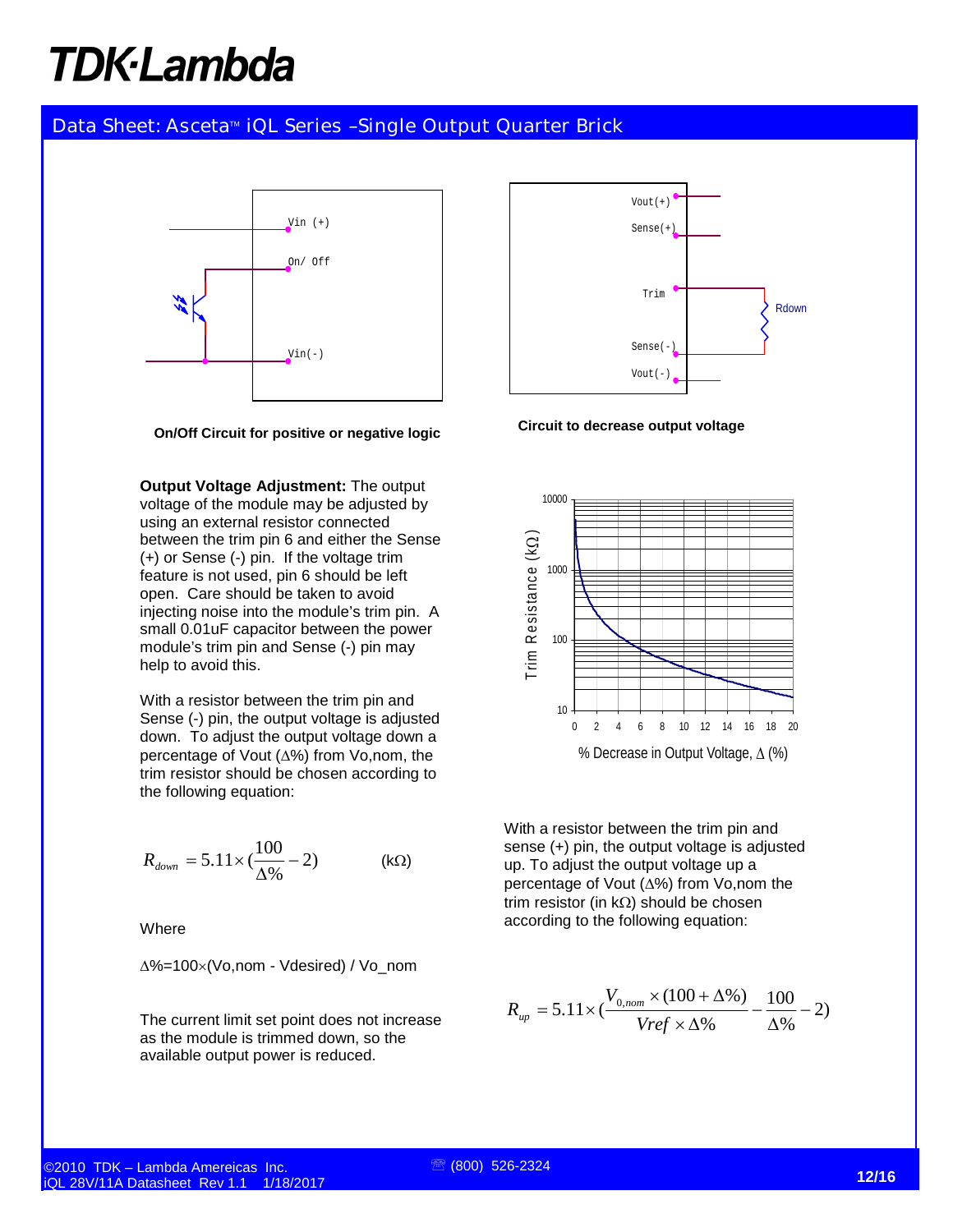On/Off Circuit for positive or negative logic

Circuit to decrease output voltage

**Output Voltage Adjustment:** The output voltage of the module may be adjusted by using an external resistor connected between the trim pin 6 and either the Sense (+) or Sense (-) pin. If the voltage trim feature is not used, pin 6 should be left open. Care should be taken to avoid injecting noise into the module's trim pin. A small 0.01uF capacitor between the power module's trim pin and Sense (-) pin may help to avoid this.

With a resistor between the trim pin and Sense (-) pin, the output voltage is adjusted down. To adjust the output voltage down a percentage of Vout (Δ%) from Vo,nom, the trim resistor should be chosen according to the following equation:

$$R_{down} = 5.11 \times \left(\frac{100}{\Delta\%} - 2\right) \qquad (\text{k}\Omega)$$

Where

Δ%=100×(Vo,nom - Vdesired) / Vo_nom

The current limit set point does not increase as the module is trimmed down, so the available output power is reduced.

With a resistor between the trim pin and sense (+) pin, the output voltage is adjusted up. To adjust the output voltage up a percentage of Vout (Δ%) from Vo,nom the trim resistor (in kΩ) should be chosen according to the following equation:

$$R_{up} = 5.11 \times \left(\frac{V_{0,nom} \times (100 + \Delta\%)}{Vref \times \Delta\%} - \frac{100}{\Delta\%} - 2\right)$$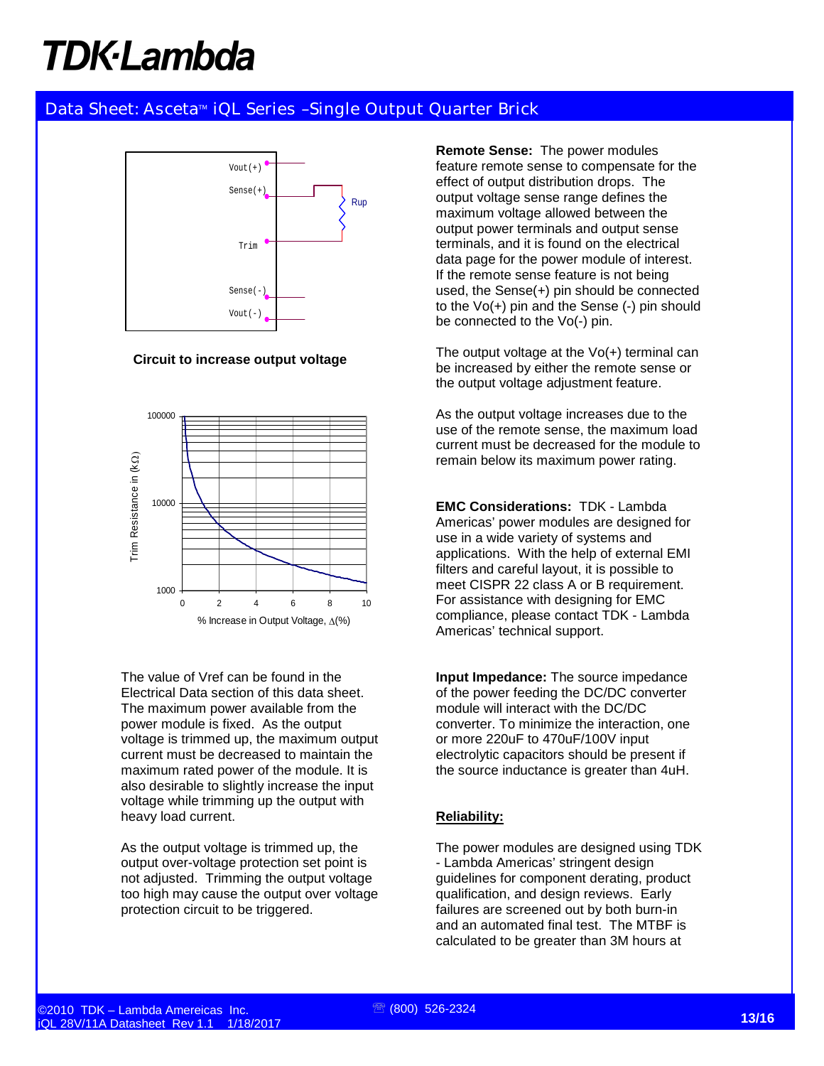Circuit to increase output voltage

The value of Vref can be found in the Electrical Data section of this data sheet. The maximum power available from the power module is fixed. As the output voltage is trimmed up, the maximum output current must be decreased to maintain the maximum rated power of the module. It is also desirable to slightly increase the input voltage while trimming up the output with heavy load current.

As the output voltage is trimmed up, the output over-voltage protection set point is not adjusted. Trimming the output voltage too high may cause the output over voltage protection circuit to be triggered.

**Remote Sense:** The power modules feature remote sense to compensate for the effect of output distribution drops. The output voltage sense range defines the maximum voltage allowed between the output power terminals and output sense terminals, and it is found on the electrical data page for the power module of interest. If the remote sense feature is not being used, the Sense(+) pin should be connected to the Vo(+) pin and the Sense (-) pin should be connected to the Vo(-) pin.

The output voltage at the Vo(+) terminal can be increased by either the remote sense or the output voltage adjustment feature.

As the output voltage increases due to the use of the remote sense, the maximum load current must be decreased for the module to remain below its maximum power rating.

**EMC Considerations:** TDK - Lambda Americas' power modules are designed for use in a wide variety of systems and applications. With the help of external EMI filters and careful layout, it is possible to meet CISPR 22 class A or B requirement. For assistance with designing for EMC compliance, please contact TDK - Lambda Americas' technical support.

**Input Impedance:** The source impedance of the power feeding the DC/DC converter module will interact with the DC/DC converter. To minimize the interaction, one or more 220uF to 470uF/100V input electrolytic capacitors should be present if the source inductance is greater than 4uH.

**Reliability:**

The power modules are designed using TDK - Lambda Americas' stringent design guidelines for component derating, product qualification, and design reviews. Early failures are screened out by both burn-in and an automated final test. The MTBF is calculated to be greater than 3M hours at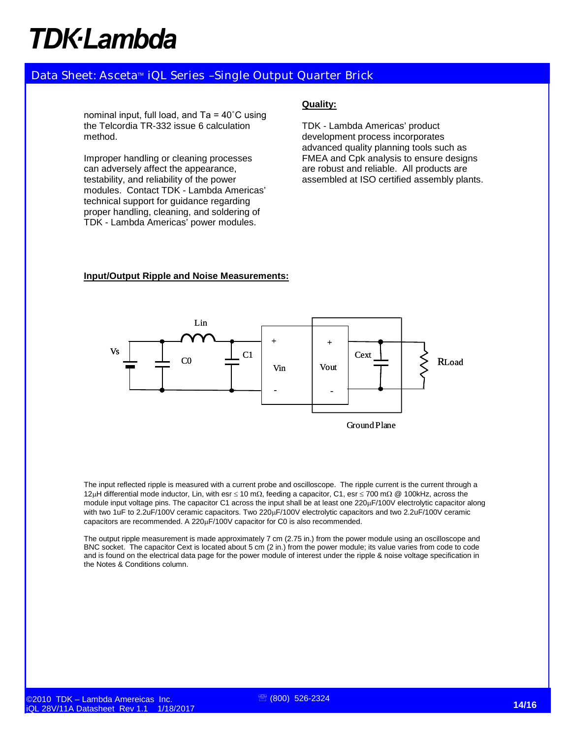nominal input, full load, and Ta = 40˚C using the Telcordia TR-332 issue 6 calculation method.

Improper handling or cleaning processes can adversely affect the appearance, testability, and reliability of the power modules. Contact TDK - Lambda Americas' technical support for guidance regarding proper handling, cleaning, and soldering of TDK - Lambda Americas' power modules.

**Quality:**

TDK - Lambda Americas' product development process incorporates advanced quality planning tools such as FMEA and Cpk analysis to ensure designs are robust and reliable. All products are assembled at ISO certified assembly plants.

**Input/Output Ripple and Noise Measurements:**

The input reflected ripple is measured with a current probe and oscilloscope. The ripple current is the current through a 12μH differential mode inductor, Lin, with esr ≤ 10 mΩ, feeding a capacitor, C1, esr ≤ 700 mΩ @ 100kHz, across the module input voltage pins. The capacitor C1 across the input shall be at least one 220μF/100V electrolytic capacitor along with two 1uF to 2.2uF/100V ceramic capacitors. Two 220μF/100V electrolytic capacitors and two 2.2uF/100V ceramic capacitors are recommended. A 220μF/100V capacitor for C0 is also recommended.

The output ripple measurement is made approximately 7 cm (2.75 in.) from the power module using an oscilloscope and BNC socket. The capacitor Cext is located about 5 cm (2 in.) from the power module; its value varies from code to code and is found on the electrical data page for the power module of interest under the ripple & noise voltage specification in the Notes & Conditions column.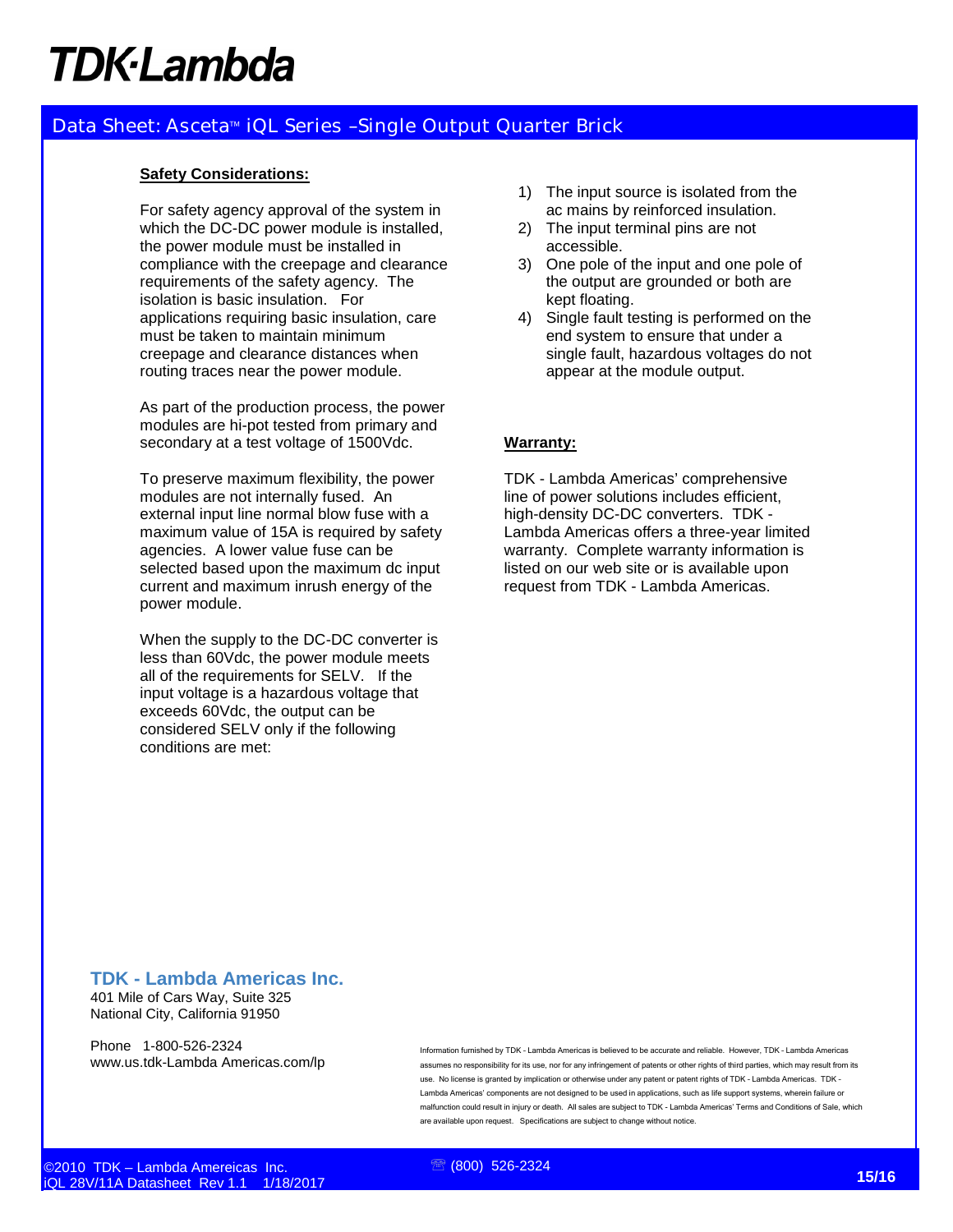**Safety Considerations:**

For safety agency approval of the system in which the DC-DC power module is installed, the power module must be installed in compliance with the creepage and clearance requirements of the safety agency. The isolation is basic insulation. For applications requiring basic insulation, care must be taken to maintain minimum creepage and clearance distances when routing traces near the power module.

As part of the production process, the power modules are hi-pot tested from primary and secondary at a test voltage of 1500Vdc.

To preserve maximum flexibility, the power modules are not internally fused. An external input line normal blow fuse with a maximum value of 15A is required by safety agencies. A lower value fuse can be selected based upon the maximum dc input current and maximum inrush energy of the power module.

When the supply to the DC-DC converter is less than 60Vdc, the power module meets all of the requirements for SELV. If the input voltage is a hazardous voltage that exceeds 60Vdc, the output can be considered SELV only if the following conditions are met:

1) The input source is isolated from the ac mains by reinforced insulation.
2) The input terminal pins are not accessible.
3) One pole of the input and one pole of the output are grounded or both are kept floating.
4) Single fault testing is performed on the end system to ensure that under a single fault, hazardous voltages do not appear at the module output.

**Warranty:**

TDK - Lambda Americas' comprehensive line of power solutions includes efficient, high-density DC-DC converters. TDK - Lambda Americas offers a three-year limited warranty. Complete warranty information is listed on our web site or is available upon request from TDK - Lambda Americas.

**TDK - Lambda Americas Inc.**
401 Mile of Cars Way, Suite 325
National City, California 91950

Phone 1-800-526-2324
www.us.tdk-Lambda Americas.com/lp

Information furnished by TDK - Lambda Americas is believed to be accurate and reliable. However, TDK - Lambda Americas assumes no responsibility for its use, nor for any infringement of patents or other rights of third parties, which may result from its use. No license is granted by implication or otherwise under any patent or patent rights of TDK - Lambda Americas. TDK - Lambda Americas' components are not designed to be used in applications, such as life support systems, wherein failure or malfunction could result in injury or death. All sales are subject to TDK - Lambda Americas' Terms and Conditions of Sale, which are available upon request. Specifications are subject to change without notice.